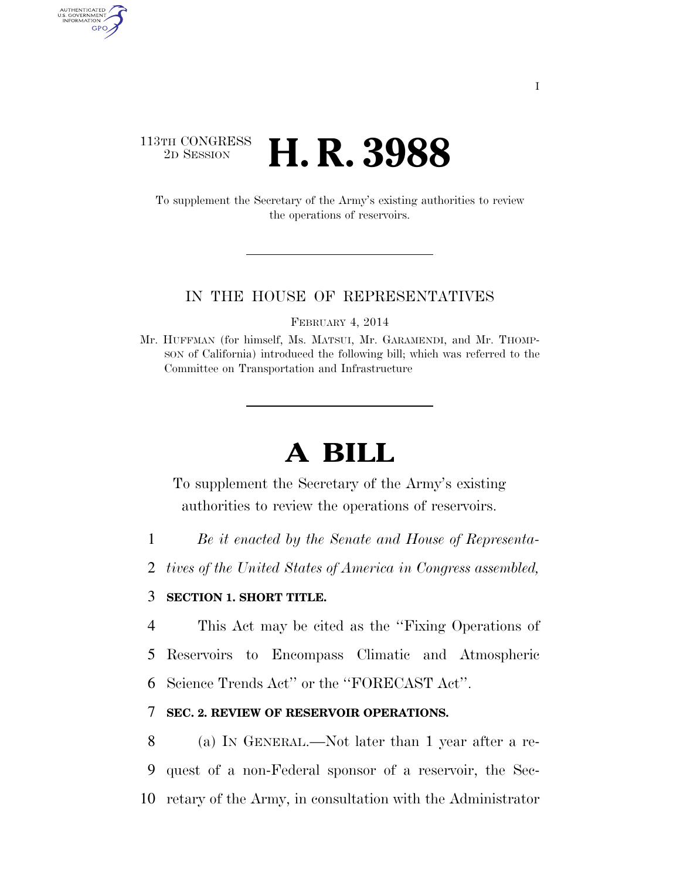113TH CONGRESS
2D SESSION

# H. R. 3988

To supplement the Secretary of the Army's existing authorities to review the operations of reservoirs.

IN THE HOUSE OF REPRESENTATIVES

FEBRUARY 4, 2014

Mr. HUFFMAN (for himself, Ms. MATSUI, Mr. GARAMENDI, and Mr. THOMPSON of California) introduced the following bill; which was referred to the Committee on Transportation and Infrastructure

# A BILL

To supplement the Secretary of the Army's existing authorities to review the operations of reservoirs.

*Be it enacted by the Senate and House of Representatives of the United States of America in Congress assembled,*

**SECTION 1. SHORT TITLE.**

This Act may be cited as the "Fixing Operations of Reservoirs to Encompass Climatic and Atmospheric Science Trends Act" or the "FORECAST Act".

**SEC. 2. REVIEW OF RESERVOIR OPERATIONS.**

(a) IN GENERAL.—Not later than 1 year after a request of a non-Federal sponsor of a reservoir, the Secretary of the Army, in consultation with the Administrator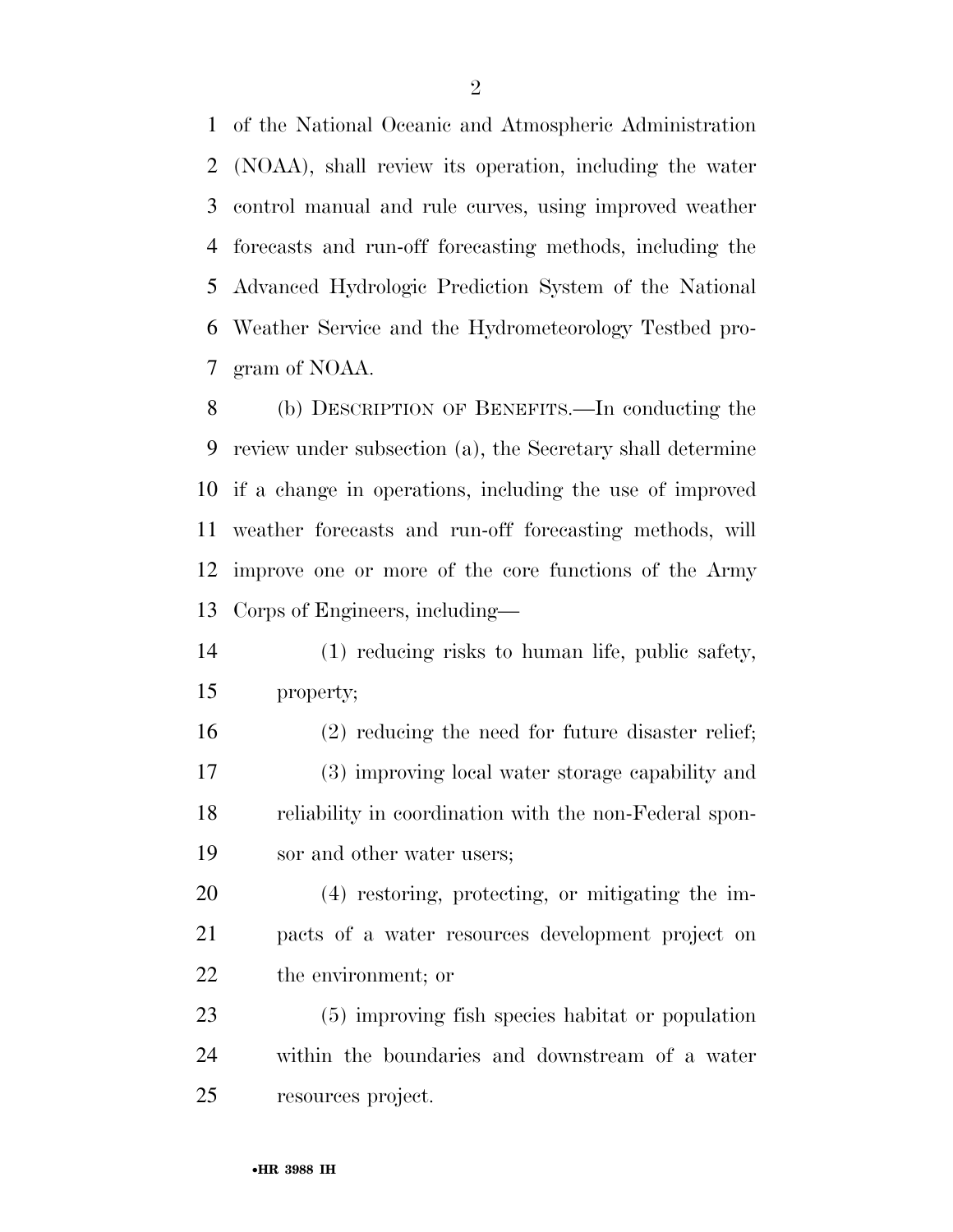of the National Oceanic and Atmospheric Administration (NOAA), shall review its operation, including the water control manual and rule curves, using improved weather forecasts and run-off forecasting methods, including the Advanced Hydrologic Prediction System of the National Weather Service and the Hydrometeorology Testbed program of NOAA.

(b) DESCRIPTION OF BENEFITS.—In conducting the review under subsection (a), the Secretary shall determine if a change in operations, including the use of improved weather forecasts and run-off forecasting methods, will improve one or more of the core functions of the Army Corps of Engineers, including—

(1) reducing risks to human life, public safety, property;

(2) reducing the need for future disaster relief;

(3) improving local water storage capability and reliability in coordination with the non-Federal sponsor and other water users;

(4) restoring, protecting, or mitigating the impacts of a water resources development project on the environment; or

(5) improving fish species habitat or population within the boundaries and downstream of a water resources project.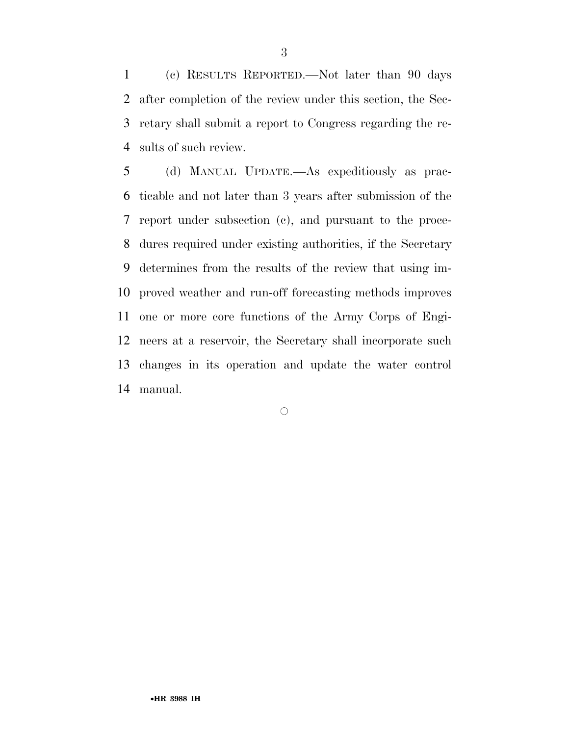(c) RESULTS REPORTED.—Not later than 90 days after completion of the review under this section, the Secretary shall submit a report to Congress regarding the results of such review.

(d) MANUAL UPDATE.—As expeditiously as practicable and not later than 3 years after submission of the report under subsection (c), and pursuant to the procedures required under existing authorities, if the Secretary determines from the results of the review that using improved weather and run-off forecasting methods improves one or more core functions of the Army Corps of Engineers at a reservoir, the Secretary shall incorporate such changes in its operation and update the water control manual.

○